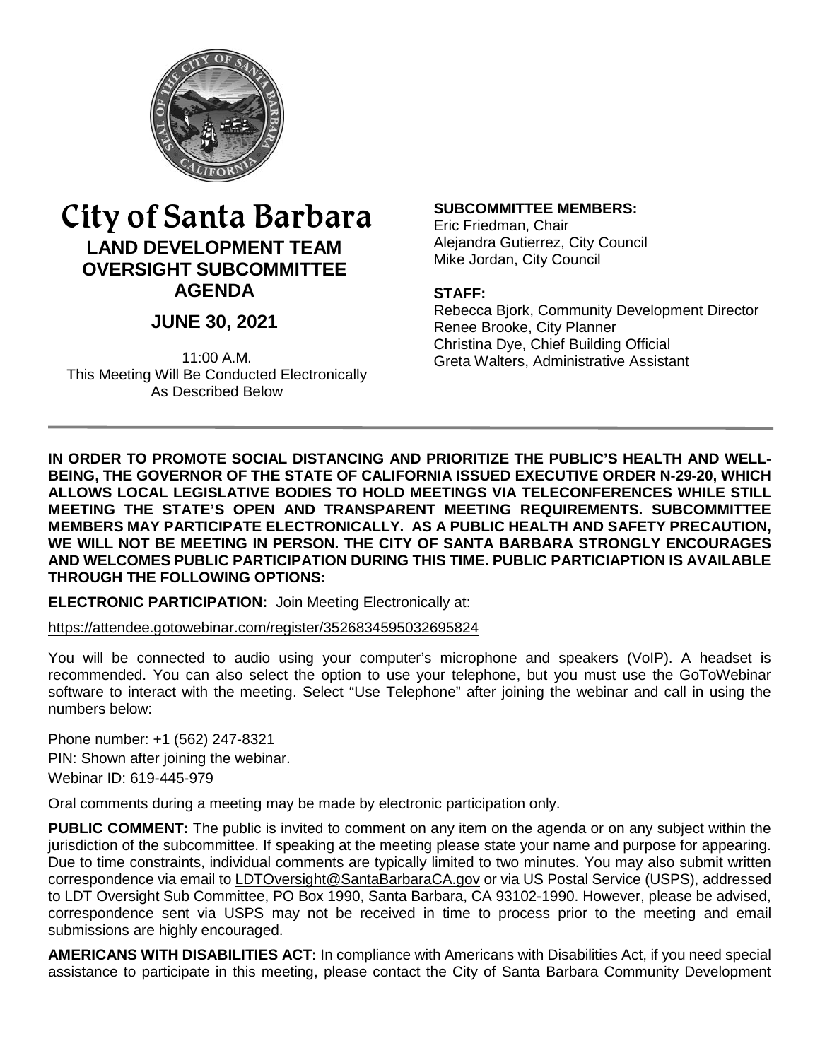# City of Santa Barbara

## LAND DEVELOPMENT TEAM OVERSIGHT SUBCOMMITTEE AGENDA

## JUNE 30, 2021

11:00 A.M.
This Meeting Will Be Conducted Electronically
As Described Below

**SUBCOMMITTEE MEMBERS:**
Eric Friedman, Chair
Alejandra Gutierrez, City Council
Mike Jordan, City Council

**STAFF:**
Rebecca Bjork, Community Development Director
Renee Brooke, City Planner
Christina Dye, Chief Building Official
Greta Walters, Administrative Assistant

---

**IN ORDER TO PROMOTE SOCIAL DISTANCING AND PRIORITIZE THE PUBLIC'S HEALTH AND WELL-BEING, THE GOVERNOR OF THE STATE OF CALIFORNIA ISSUED EXECUTIVE ORDER N-29-20, WHICH ALLOWS LOCAL LEGISLATIVE BODIES TO HOLD MEETINGS VIA TELECONFERENCES WHILE STILL MEETING THE STATE'S OPEN AND TRANSPARENT MEETING REQUIREMENTS. SUBCOMMITTEE MEMBERS MAY PARTICIPATE ELECTRONICALLY. AS A PUBLIC HEALTH AND SAFETY PRECAUTION, WE WILL NOT BE MEETING IN PERSON. THE CITY OF SANTA BARBARA STRONGLY ENCOURAGES AND WELCOMES PUBLIC PARTICIPATION DURING THIS TIME. PUBLIC PARTICIAPTION IS AVAILABLE THROUGH THE FOLLOWING OPTIONS:**

**ELECTRONIC PARTICIPATION:** Join Meeting Electronically at:

https://attendee.gotowebinar.com/register/3526834595032695824

You will be connected to audio using your computer's microphone and speakers (VoIP). A headset is recommended. You can also select the option to use your telephone, but you must use the GoToWebinar software to interact with the meeting. Select "Use Telephone" after joining the webinar and call in using the numbers below:

Phone number: +1 (562) 247-8321
PIN: Shown after joining the webinar.
Webinar ID: 619-445-979

Oral comments during a meeting may be made by electronic participation only.

**PUBLIC COMMENT:** The public is invited to comment on any item on the agenda or on any subject within the jurisdiction of the subcommittee. If speaking at the meeting please state your name and purpose for appearing. Due to time constraints, individual comments are typically limited to two minutes. You may also submit written correspondence via email to LDTOversight@SantaBarbaraCA.gov or via US Postal Service (USPS), addressed to LDT Oversight Sub Committee, PO Box 1990, Santa Barbara, CA 93102-1990. However, please be advised, correspondence sent via USPS may not be received in time to process prior to the meeting and email submissions are highly encouraged.

**AMERICANS WITH DISABILITIES ACT:** In compliance with Americans with Disabilities Act, if you need special assistance to participate in this meeting, please contact the City of Santa Barbara Community Development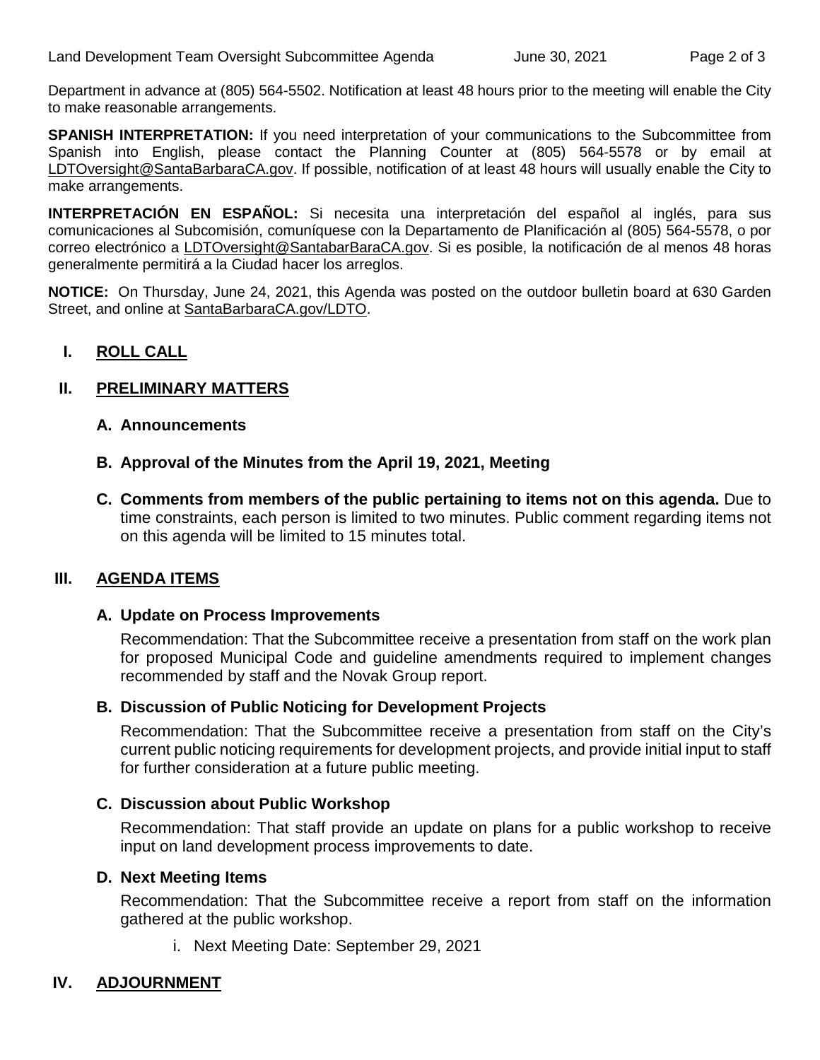Department in advance at (805) 564-5502. Notification at least 48 hours prior to the meeting will enable the City to make reasonable arrangements.

**SPANISH INTERPRETATION:** If you need interpretation of your communications to the Subcommittee from Spanish into English, please contact the Planning Counter at (805) 564-5578 or by email at LDTOversight@SantaBarbaraCA.gov. If possible, notification of at least 48 hours will usually enable the City to make arrangements.

**INTERPRETACIÓN EN ESPAÑOL:** Si necesita una interpretación del español al inglés, para sus comunicaciones al Subcomisión, comuníquese con la Departamento de Planificación al (805) 564-5578, o por correo electrónico a LDTOversight@SantabarBaraCA.gov. Si es posible, la notificación de al menos 48 horas generalmente permitirá a la Ciudad hacer los arreglos.

**NOTICE:** On Thursday, June 24, 2021, this Agenda was posted on the outdoor bulletin board at 630 Garden Street, and online at SantaBarbaraCA.gov/LDTO.

## I. ROLL CALL

## II. PRELIMINARY MATTERS

### A. Announcements

### B. Approval of the Minutes from the April 19, 2021, Meeting

### C. Comments from members of the public pertaining to items not on this agenda.

Due to time constraints, each person is limited to two minutes. Public comment regarding items not on this agenda will be limited to 15 minutes total.

## III. AGENDA ITEMS

### A. Update on Process Improvements

Recommendation: That the Subcommittee receive a presentation from staff on the work plan for proposed Municipal Code and guideline amendments required to implement changes recommended by staff and the Novak Group report.

### B. Discussion of Public Noticing for Development Projects

Recommendation: That the Subcommittee receive a presentation from staff on the City's current public noticing requirements for development projects, and provide initial input to staff for further consideration at a future public meeting.

### C. Discussion about Public Workshop

Recommendation: That staff provide an update on plans for a public workshop to receive input on land development process improvements to date.

### D. Next Meeting Items

Recommendation: That the Subcommittee receive a report from staff on the information gathered at the public workshop.

i. Next Meeting Date: September 29, 2021

## IV. ADJOURNMENT